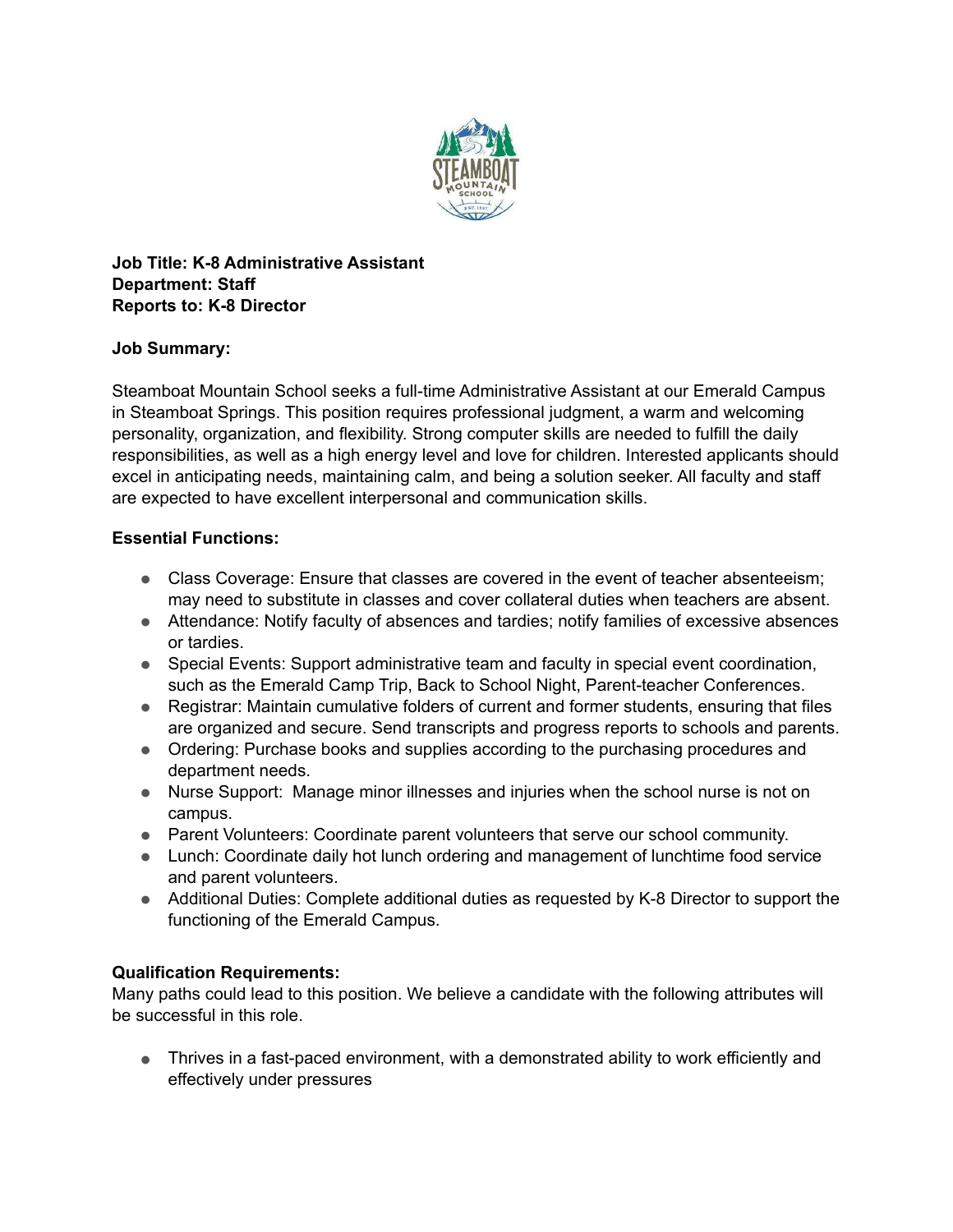**Job Title: K-8 Administrative Assistant**
**Department: Staff**
**Reports to: K-8 Director**

**Job Summary:**

Steamboat Mountain School seeks a full-time Administrative Assistant at our Emerald Campus in Steamboat Springs. This position requires professional judgment, a warm and welcoming personality, organization, and flexibility. Strong computer skills are needed to fulfill the daily responsibilities, as well as a high energy level and love for children. Interested applicants should excel in anticipating needs, maintaining calm, and being a solution seeker. All faculty and staff are expected to have excellent interpersonal and communication skills.

**Essential Functions:**

- Class Coverage: Ensure that classes are covered in the event of teacher absenteeism; may need to substitute in classes and cover collateral duties when teachers are absent.
- Attendance: Notify faculty of absences and tardies; notify families of excessive absences or tardies.
- Special Events: Support administrative team and faculty in special event coordination, such as the Emerald Camp Trip, Back to School Night, Parent-teacher Conferences.
- Registrar: Maintain cumulative folders of current and former students, ensuring that files are organized and secure. Send transcripts and progress reports to schools and parents.
- Ordering: Purchase books and supplies according to the purchasing procedures and department needs.
- Nurse Support: Manage minor illnesses and injuries when the school nurse is not on campus.
- Parent Volunteers: Coordinate parent volunteers that serve our school community.
- Lunch: Coordinate daily hot lunch ordering and management of lunchtime food service and parent volunteers.
- Additional Duties: Complete additional duties as requested by K-8 Director to support the functioning of the Emerald Campus.

**Qualification Requirements:**
Many paths could lead to this position. We believe a candidate with the following attributes will be successful in this role.

- Thrives in a fast-paced environment, with a demonstrated ability to work efficiently and effectively under pressures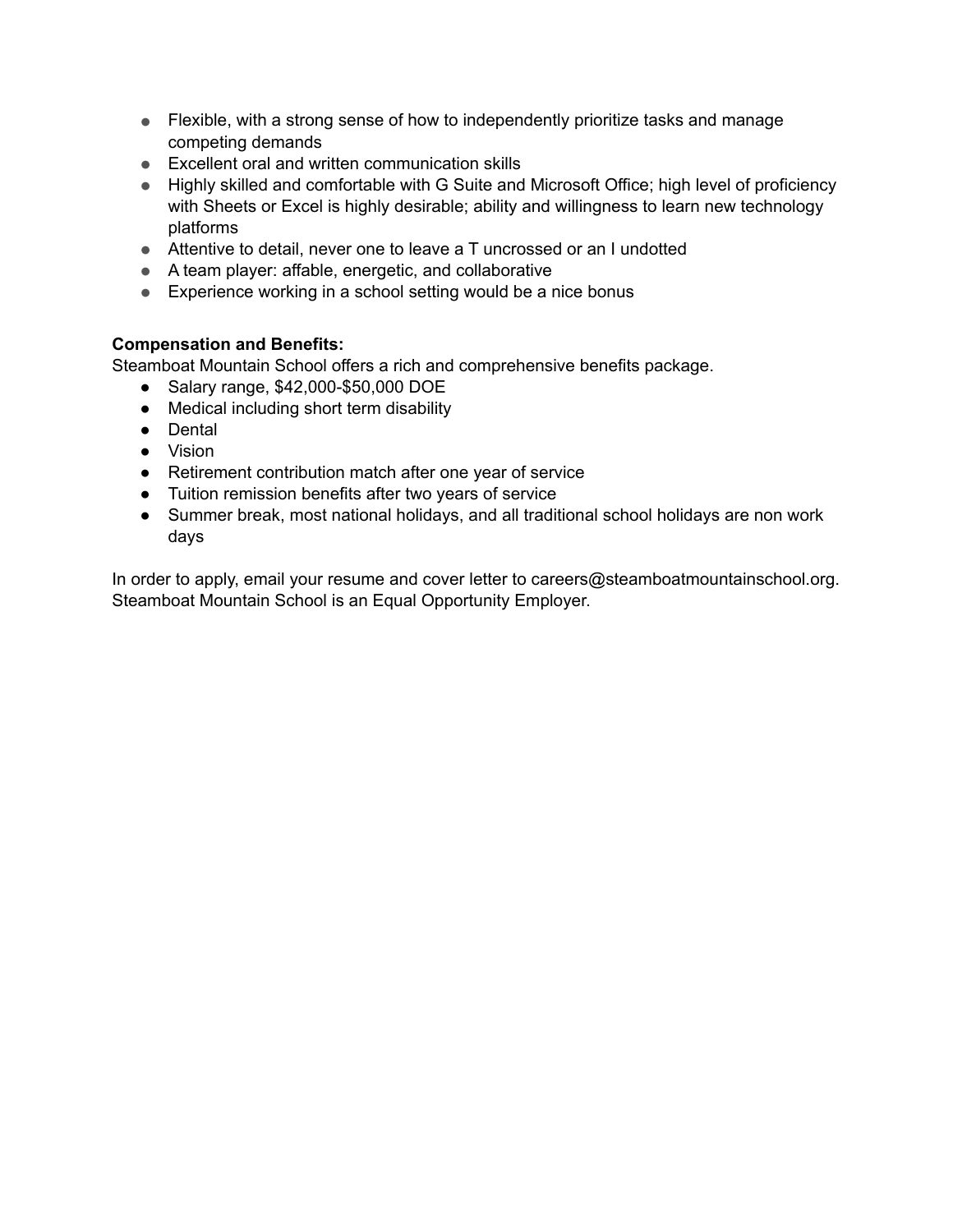- Flexible, with a strong sense of how to independently prioritize tasks and manage competing demands
- Excellent oral and written communication skills
- Highly skilled and comfortable with G Suite and Microsoft Office; high level of proficiency with Sheets or Excel is highly desirable; ability and willingness to learn new technology platforms
- Attentive to detail, never one to leave a T uncrossed or an I undotted
- A team player: affable, energetic, and collaborative
- Experience working in a school setting would be a nice bonus

**Compensation and Benefits:**
Steamboat Mountain School offers a rich and comprehensive benefits package.

- Salary range, $42,000-$50,000 DOE
- Medical including short term disability
- Dental
- Vision
- Retirement contribution match after one year of service
- Tuition remission benefits after two years of service
- Summer break, most national holidays, and all traditional school holidays are non work days

In order to apply, email your resume and cover letter to careers@steamboatmountainschool.org. Steamboat Mountain School is an Equal Opportunity Employer.